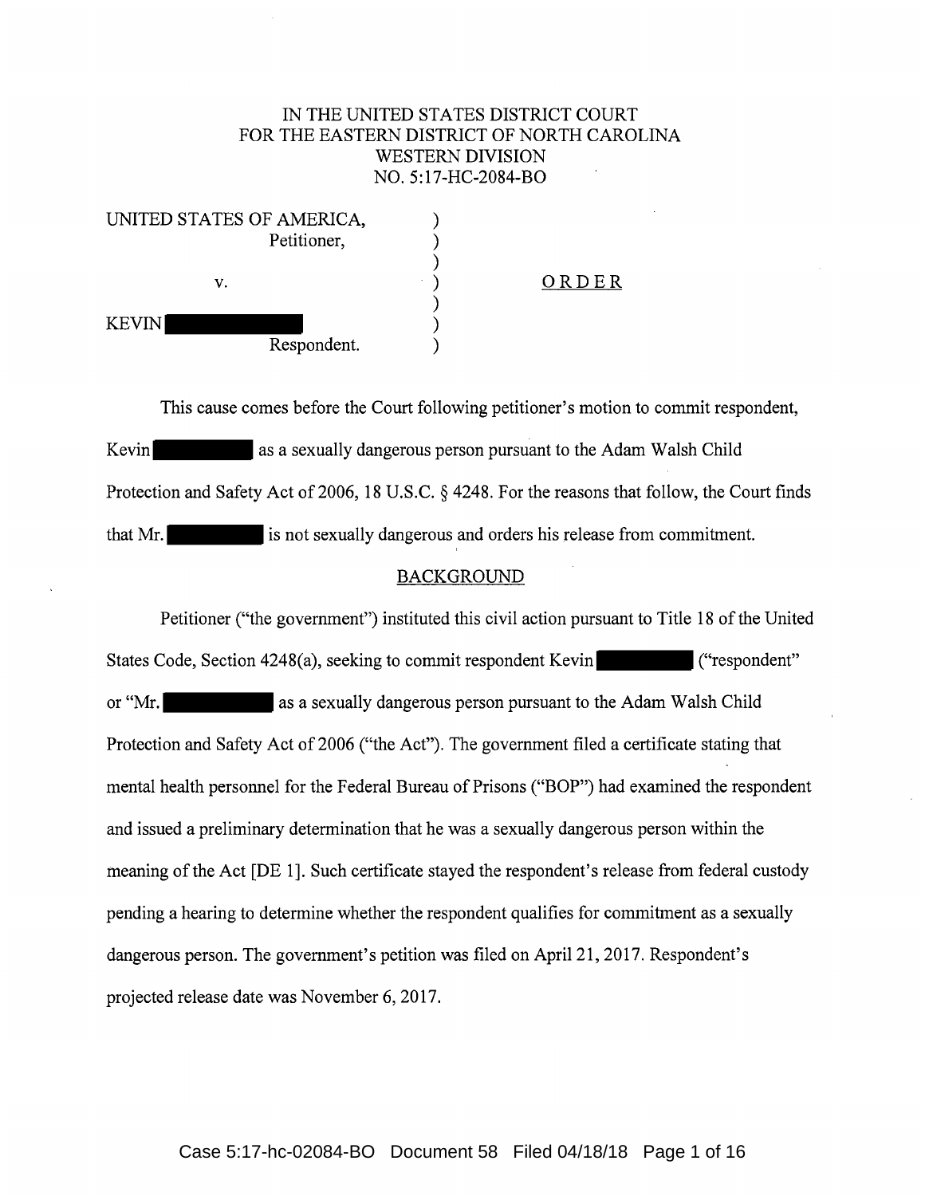IN THE UNITED STATES DISTRICT COURT
FOR THE EASTERN DISTRICT OF NORTH CAROLINA
WESTERN DIVISION
NO. 5:17-HC-2084-BO

UNITED STATES OF AMERICA,
Petitioner,

v.

KEVIN [REDACTED]
Respondent.

ORDER

This cause comes before the Court following petitioner's motion to commit respondent, Kevin [REDACTED] as a sexually dangerous person pursuant to the Adam Walsh Child Protection and Safety Act of 2006, 18 U.S.C. § 4248. For the reasons that follow, the Court finds that Mr. [REDACTED] is not sexually dangerous and orders his release from commitment.

## BACKGROUND

Petitioner ("the government") instituted this civil action pursuant to Title 18 of the United States Code, Section 4248(a), seeking to commit respondent Kevin [REDACTED] ("respondent" or "Mr. [REDACTED] as a sexually dangerous person pursuant to the Adam Walsh Child Protection and Safety Act of 2006 ("the Act"). The government filed a certificate stating that mental health personnel for the Federal Bureau of Prisons ("BOP") had examined the respondent and issued a preliminary determination that he was a sexually dangerous person within the meaning of the Act [DE 1]. Such certificate stayed the respondent's release from federal custody pending a hearing to determine whether the respondent qualifies for commitment as a sexually dangerous person. The government's petition was filed on April 21, 2017. Respondent's projected release date was November 6, 2017.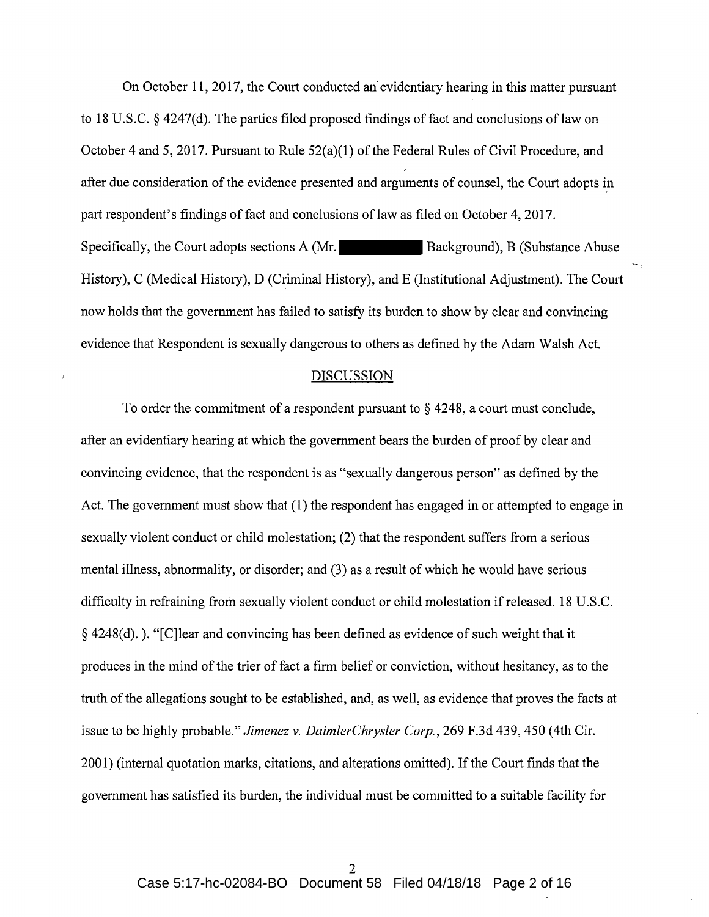On October 11, 2017, the Court conducted an evidentiary hearing in this matter pursuant to 18 U.S.C. § 4247(d). The parties filed proposed findings of fact and conclusions of law on October 4 and 5, 2017. Pursuant to Rule 52(a)(1) of the Federal Rules of Civil Procedure, and after due consideration of the evidence presented and arguments of counsel, the Court adopts in part respondent's findings of fact and conclusions of law as filed on October 4, 2017. Specifically, the Court adopts sections A (Mr. [REDACTED] Background), B (Substance Abuse History), C (Medical History), D (Criminal History), and E (Institutional Adjustment). The Court now holds that the government has failed to satisfy its burden to show by clear and convincing evidence that Respondent is sexually dangerous to others as defined by the Adam Walsh Act.

## DISCUSSION

To order the commitment of a respondent pursuant to § 4248, a court must conclude, after an evidentiary hearing at which the government bears the burden of proof by clear and convincing evidence, that the respondent is as "sexually dangerous person" as defined by the Act. The government must show that (1) the respondent has engaged in or attempted to engage in sexually violent conduct or child molestation; (2) that the respondent suffers from a serious mental illness, abnormality, or disorder; and (3) as a result of which he would have serious difficulty in refraining from sexually violent conduct or child molestation if released. 18 U.S.C. § 4248(d). ). "[C]lear and convincing has been defined as evidence of such weight that it produces in the mind of the trier of fact a firm belief or conviction, without hesitancy, as to the truth of the allegations sought to be established, and, as well, as evidence that proves the facts at issue to be highly probable." *Jimenez v. DaimlerChrysler Corp.*, 269 F.3d 439, 450 (4th Cir. 2001) (internal quotation marks, citations, and alterations omitted). If the Court finds that the government has satisfied its burden, the individual must be committed to a suitable facility for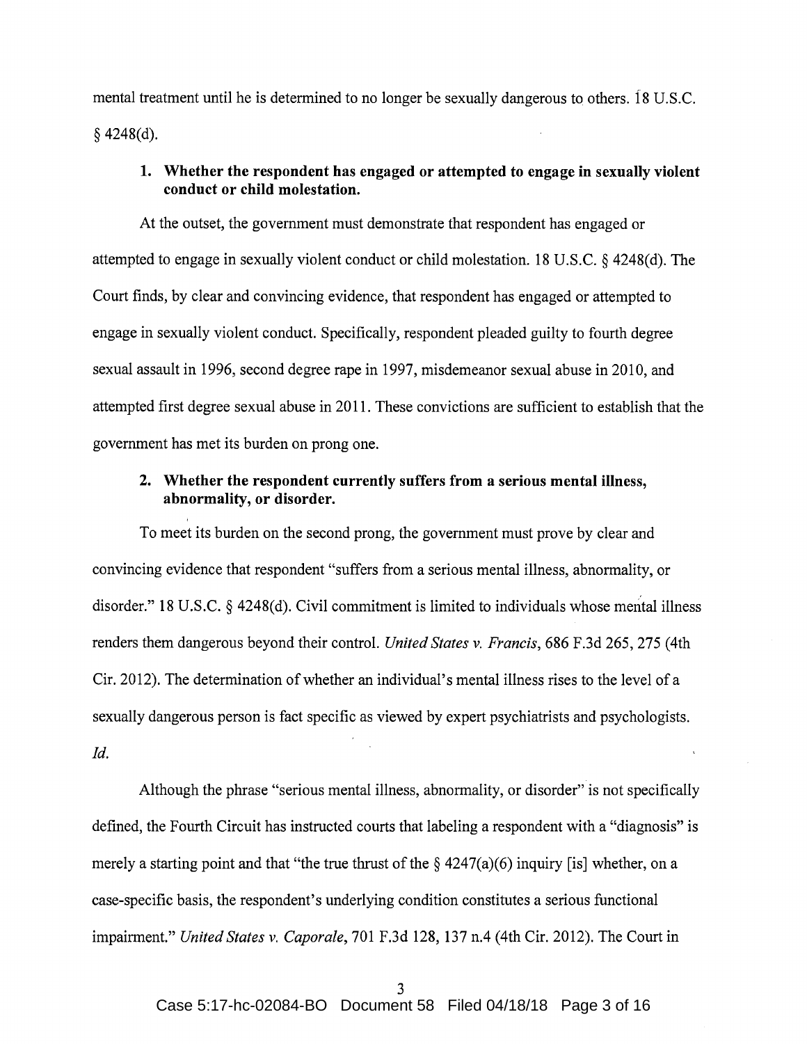mental treatment until he is determined to no longer be sexually dangerous to others. 18 U.S.C. § 4248(d).

**1. Whether the respondent has engaged or attempted to engage in sexually violent conduct or child molestation.**

At the outset, the government must demonstrate that respondent has engaged or attempted to engage in sexually violent conduct or child molestation. 18 U.S.C. § 4248(d). The Court finds, by clear and convincing evidence, that respondent has engaged or attempted to engage in sexually violent conduct. Specifically, respondent pleaded guilty to fourth degree sexual assault in 1996, second degree rape in 1997, misdemeanor sexual abuse in 2010, and attempted first degree sexual abuse in 2011. These convictions are sufficient to establish that the government has met its burden on prong one.

**2. Whether the respondent currently suffers from a serious mental illness, abnormality, or disorder.**

To meet its burden on the second prong, the government must prove by clear and convincing evidence that respondent "suffers from a serious mental illness, abnormality, or disorder." 18 U.S.C. § 4248(d). Civil commitment is limited to individuals whose mental illness renders them dangerous beyond their control. *United States v. Francis*, 686 F.3d 265, 275 (4th Cir. 2012). The determination of whether an individual's mental illness rises to the level of a sexually dangerous person is fact specific as viewed by expert psychiatrists and psychologists. *Id.*

Although the phrase "serious mental illness, abnormality, or disorder" is not specifically defined, the Fourth Circuit has instructed courts that labeling a respondent with a "diagnosis" is merely a starting point and that "the true thrust of the § 4247(a)(6) inquiry [is] whether, on a case-specific basis, the respondent's underlying condition constitutes a serious functional impairment." *United States v. Caporale*, 701 F.3d 128, 137 n.4 (4th Cir. 2012). The Court in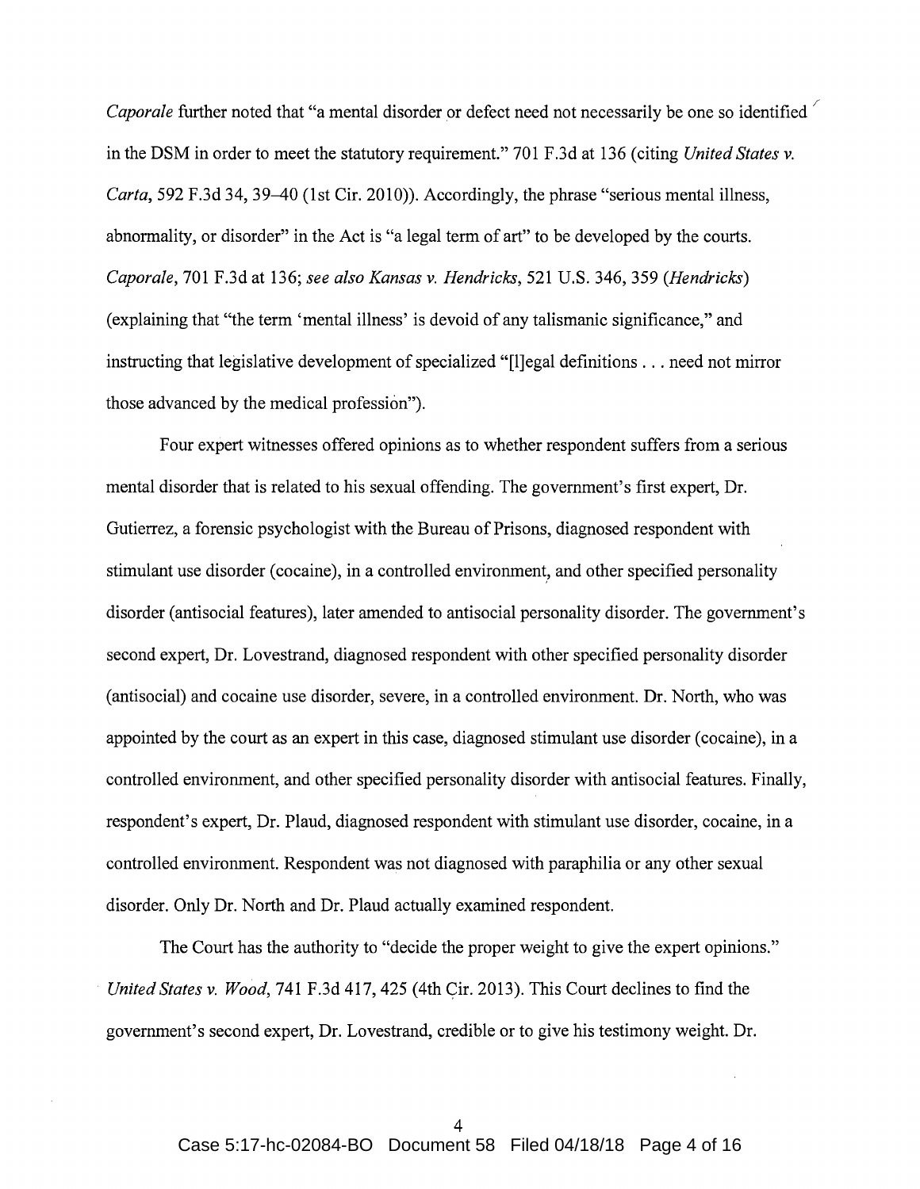*Caporale* further noted that "a mental disorder or defect need not necessarily be one so identified in the DSM in order to meet the statutory requirement." 701 F.3d at 136 (citing *United States v. Carta*, 592 F.3d 34, 39–40 (1st Cir. 2010)). Accordingly, the phrase "serious mental illness, abnormality, or disorder" in the Act is "a legal term of art" to be developed by the courts. *Caporale*, 701 F.3d at 136; *see also Kansas v. Hendricks*, 521 U.S. 346, 359 (*Hendricks*) (explaining that "the term 'mental illness' is devoid of any talismanic significance," and instructing that legislative development of specialized "[l]egal definitions . . . need not mirror those advanced by the medical profession").

Four expert witnesses offered opinions as to whether respondent suffers from a serious mental disorder that is related to his sexual offending. The government's first expert, Dr. Gutierrez, a forensic psychologist with the Bureau of Prisons, diagnosed respondent with stimulant use disorder (cocaine), in a controlled environment, and other specified personality disorder (antisocial features), later amended to antisocial personality disorder. The government's second expert, Dr. Lovestrand, diagnosed respondent with other specified personality disorder (antisocial) and cocaine use disorder, severe, in a controlled environment. Dr. North, who was appointed by the court as an expert in this case, diagnosed stimulant use disorder (cocaine), in a controlled environment, and other specified personality disorder with antisocial features. Finally, respondent's expert, Dr. Plaud, diagnosed respondent with stimulant use disorder, cocaine, in a controlled environment. Respondent was not diagnosed with paraphilia or any other sexual disorder. Only Dr. North and Dr. Plaud actually examined respondent.

The Court has the authority to "decide the proper weight to give the expert opinions." *United States v. Wood*, 741 F.3d 417, 425 (4th Cir. 2013). This Court declines to find the government's second expert, Dr. Lovestrand, credible or to give his testimony weight. Dr.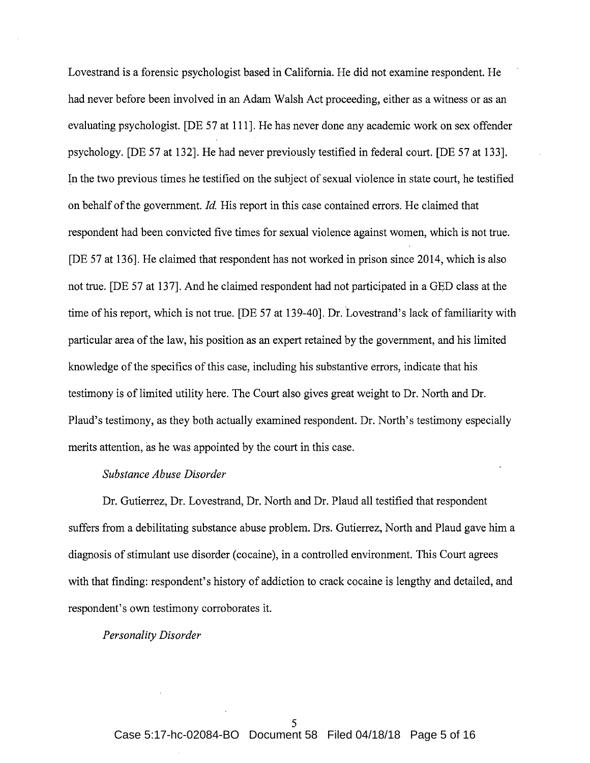Lovestrand is a forensic psychologist based in California. He did not examine respondent. He had never before been involved in an Adam Walsh Act proceeding, either as a witness or as an evaluating psychologist. [DE 57 at 111]. He has never done any academic work on sex offender psychology. [DE 57 at 132]. He had never previously testified in federal court. [DE 57 at 133]. In the two previous times he testified on the subject of sexual violence in state court, he testified on behalf of the government. *Id.* His report in this case contained errors. He claimed that respondent had been convicted five times for sexual violence against women, which is not true. [DE 57 at 136]. He claimed that respondent has not worked in prison since 2014, which is also not true. [DE 57 at 137]. And he claimed respondent had not participated in a GED class at the time of his report, which is not true. [DE 57 at 139-40]. Dr. Lovestrand's lack of familiarity with particular area of the law, his position as an expert retained by the government, and his limited knowledge of the specifics of this case, including his substantive errors, indicate that his testimony is of limited utility here. The Court also gives great weight to Dr. North and Dr. Plaud's testimony, as they both actually examined respondent. Dr. North's testimony especially merits attention, as he was appointed by the court in this case.

*Substance Abuse Disorder*

Dr. Gutierrez, Dr. Lovestrand, Dr. North and Dr. Plaud all testified that respondent suffers from a debilitating substance abuse problem. Drs. Gutierrez, North and Plaud gave him a diagnosis of stimulant use disorder (cocaine), in a controlled environment. This Court agrees with that finding: respondent's history of addiction to crack cocaine is lengthy and detailed, and respondent's own testimony corroborates it.

*Personality Disorder*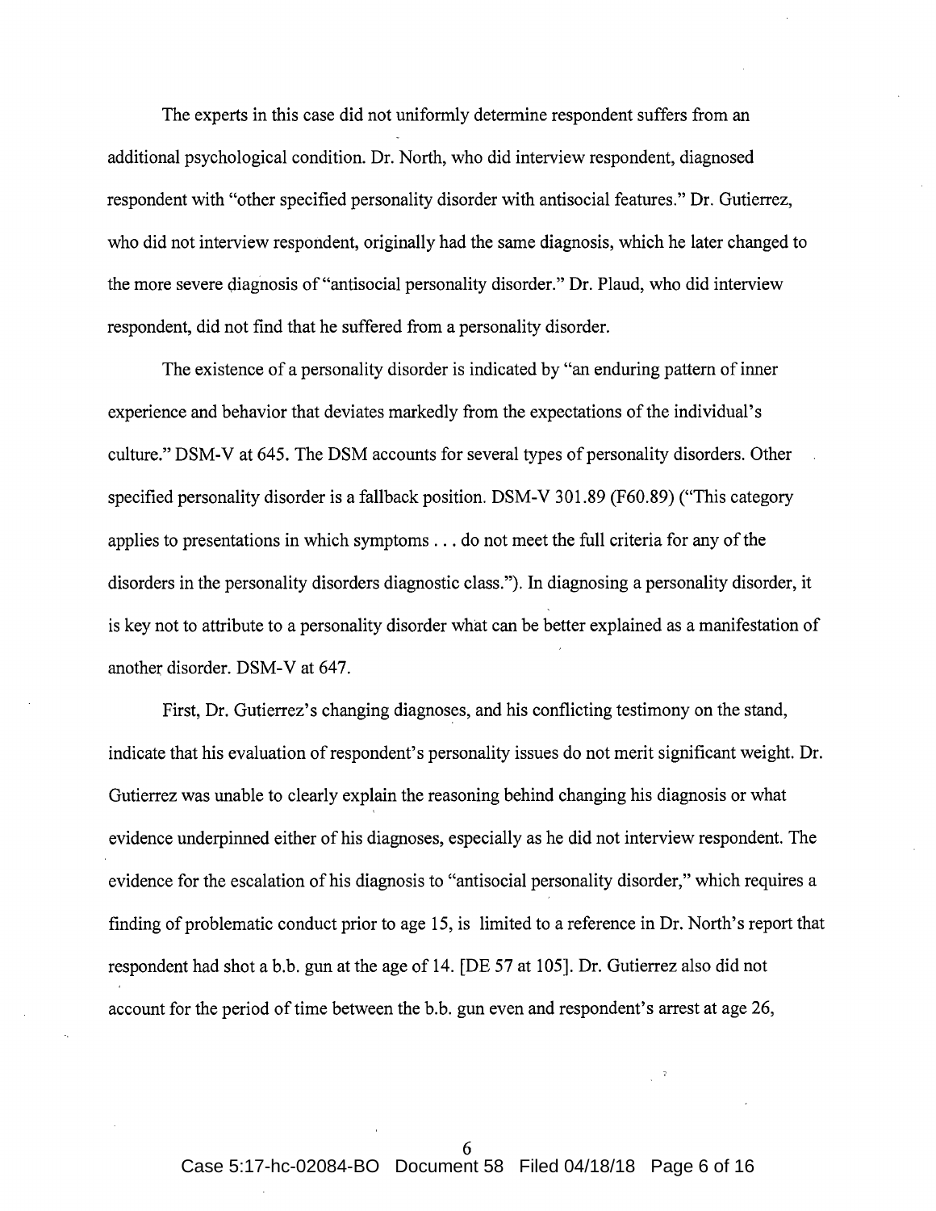The experts in this case did not uniformly determine respondent suffers from an additional psychological condition. Dr. North, who did interview respondent, diagnosed respondent with "other specified personality disorder with antisocial features." Dr. Gutierrez, who did not interview respondent, originally had the same diagnosis, which he later changed to the more severe diagnosis of "antisocial personality disorder." Dr. Plaud, who did interview respondent, did not find that he suffered from a personality disorder.

The existence of a personality disorder is indicated by "an enduring pattern of inner experience and behavior that deviates markedly from the expectations of the individual's culture." DSM-V at 645. The DSM accounts for several types of personality disorders. Other specified personality disorder is a fallback position. DSM-V 301.89 (F60.89) ("This category applies to presentations in which symptoms . . . do not meet the full criteria for any of the disorders in the personality disorders diagnostic class."). In diagnosing a personality disorder, it is key not to attribute to a personality disorder what can be better explained as a manifestation of another disorder. DSM-V at 647.

First, Dr. Gutierrez's changing diagnoses, and his conflicting testimony on the stand, indicate that his evaluation of respondent's personality issues do not merit significant weight. Dr. Gutierrez was unable to clearly explain the reasoning behind changing his diagnosis or what evidence underpinned either of his diagnoses, especially as he did not interview respondent. The evidence for the escalation of his diagnosis to "antisocial personality disorder," which requires a finding of problematic conduct prior to age 15, is limited to a reference in Dr. North's report that respondent had shot a b.b. gun at the age of 14. [DE 57 at 105]. Dr. Gutierrez also did not account for the period of time between the b.b. gun even and respondent's arrest at age 26,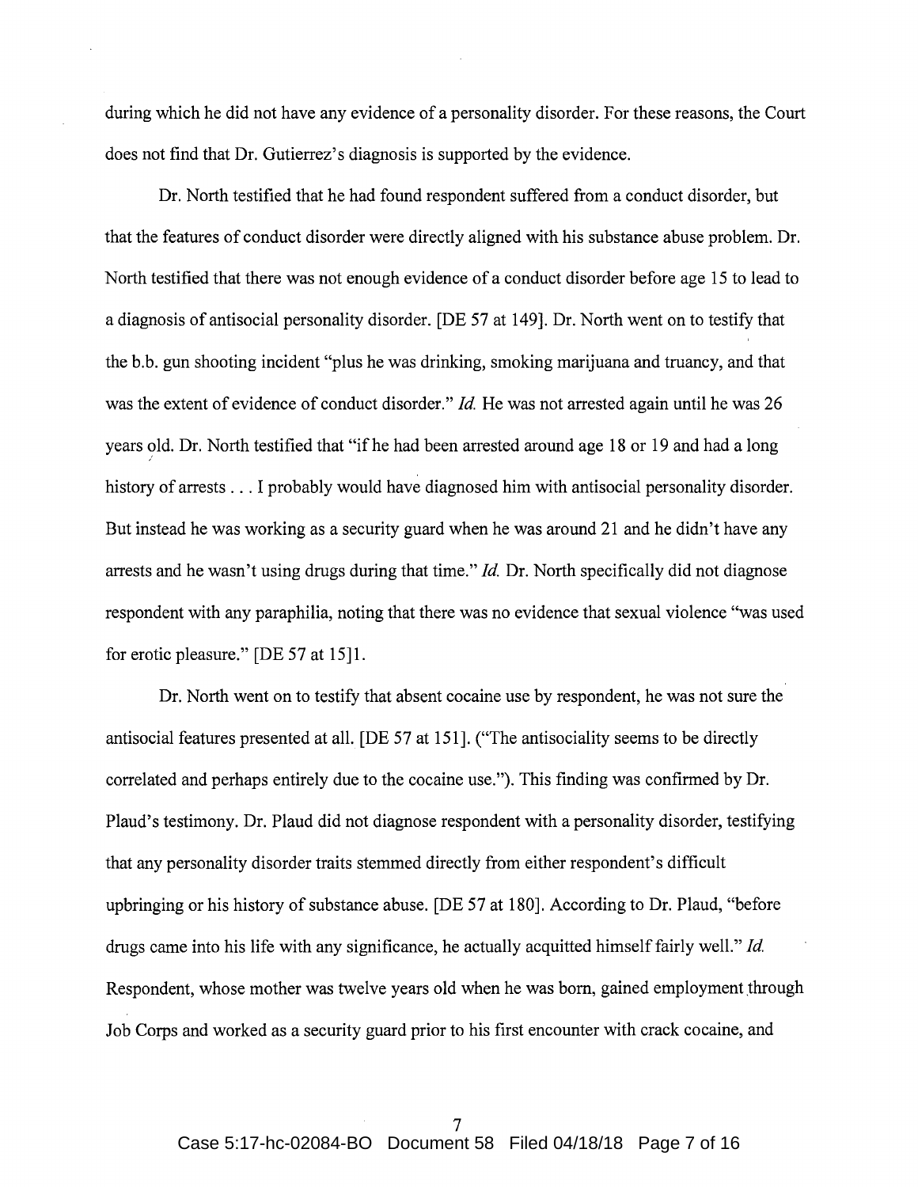during which he did not have any evidence of a personality disorder. For these reasons, the Court does not find that Dr. Gutierrez's diagnosis is supported by the evidence.

Dr. North testified that he had found respondent suffered from a conduct disorder, but that the features of conduct disorder were directly aligned with his substance abuse problem. Dr. North testified that there was not enough evidence of a conduct disorder before age 15 to lead to a diagnosis of antisocial personality disorder. [DE 57 at 149]. Dr. North went on to testify that the b.b. gun shooting incident "plus he was drinking, smoking marijuana and truancy, and that was the extent of evidence of conduct disorder." *Id.* He was not arrested again until he was 26 years old. Dr. North testified that "if he had been arrested around age 18 or 19 and had a long history of arrests . . . I probably would have diagnosed him with antisocial personality disorder. But instead he was working as a security guard when he was around 21 and he didn't have any arrests and he wasn't using drugs during that time." *Id.* Dr. North specifically did not diagnose respondent with any paraphilia, noting that there was no evidence that sexual violence "was used for erotic pleasure." [DE 57 at 15]1.

Dr. North went on to testify that absent cocaine use by respondent, he was not sure the antisocial features presented at all. [DE 57 at 151]. ("The antisociality seems to be directly correlated and perhaps entirely due to the cocaine use."). This finding was confirmed by Dr. Plaud's testimony. Dr. Plaud did not diagnose respondent with a personality disorder, testifying that any personality disorder traits stemmed directly from either respondent's difficult upbringing or his history of substance abuse. [DE 57 at 180]. According to Dr. Plaud, "before drugs came into his life with any significance, he actually acquitted himself fairly well." *Id.* Respondent, whose mother was twelve years old when he was born, gained employment through Job Corps and worked as a security guard prior to his first encounter with crack cocaine, and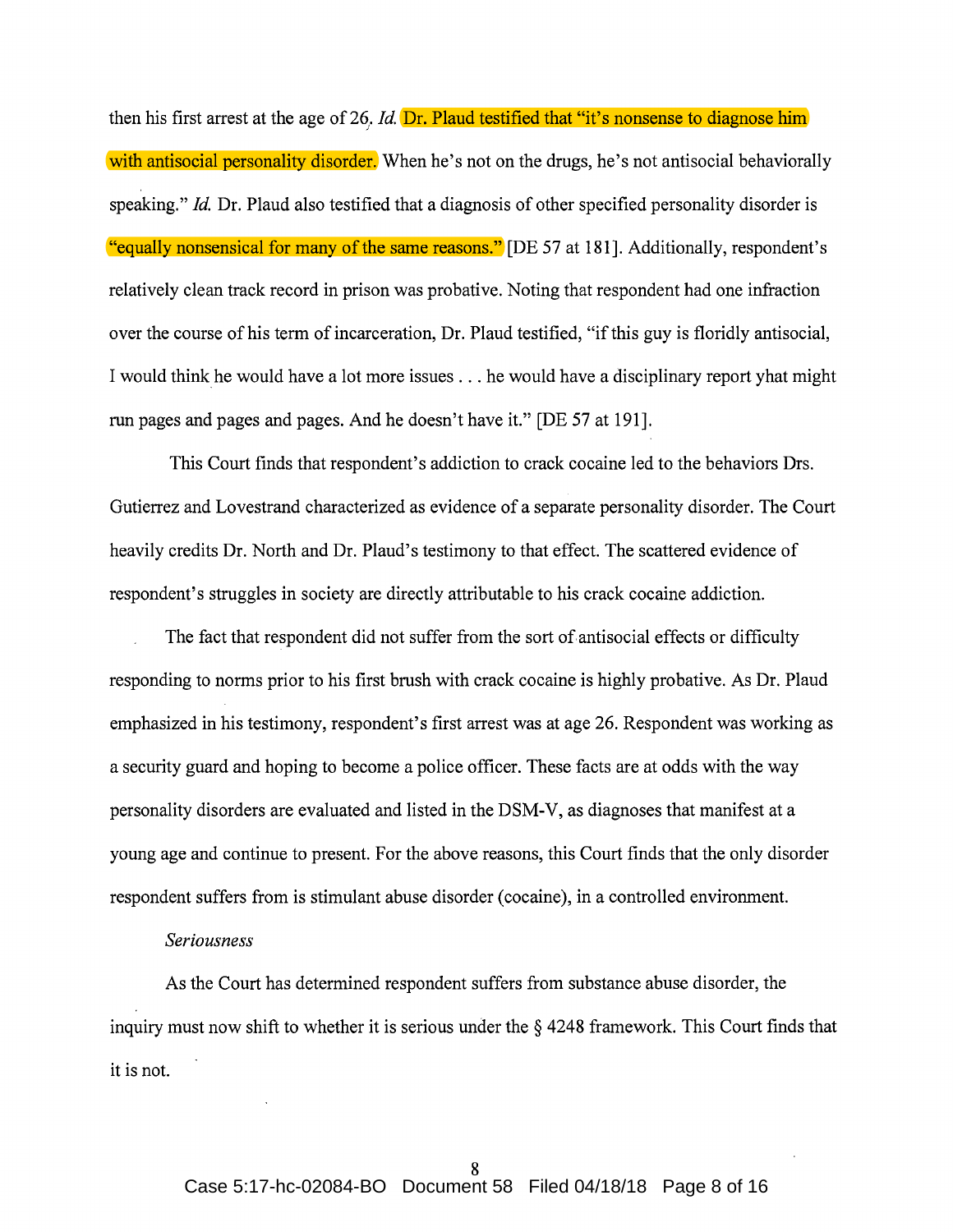then his first arrest at the age of 26. *Id.* Dr. Plaud testified that "it's nonsense to diagnose him with antisocial personality disorder. When he's not on the drugs, he's not antisocial behaviorally speaking." *Id.* Dr. Plaud also testified that a diagnosis of other specified personality disorder is "equally nonsensical for many of the same reasons." [DE 57 at 181]. Additionally, respondent's relatively clean track record in prison was probative. Noting that respondent had one infraction over the course of his term of incarceration, Dr. Plaud testified, "if this guy is floridly antisocial, I would think he would have a lot more issues . . . he would have a disciplinary report yhat might run pages and pages and pages. And he doesn't have it." [DE 57 at 191].

This Court finds that respondent's addiction to crack cocaine led to the behaviors Drs. Gutierrez and Lovestrand characterized as evidence of a separate personality disorder. The Court heavily credits Dr. North and Dr. Plaud's testimony to that effect. The scattered evidence of respondent's struggles in society are directly attributable to his crack cocaine addiction.

The fact that respondent did not suffer from the sort of antisocial effects or difficulty responding to norms prior to his first brush with crack cocaine is highly probative. As Dr. Plaud emphasized in his testimony, respondent's first arrest was at age 26. Respondent was working as a security guard and hoping to become a police officer. These facts are at odds with the way personality disorders are evaluated and listed in the DSM-V, as diagnoses that manifest at a young age and continue to present. For the above reasons, this Court finds that the only disorder respondent suffers from is stimulant abuse disorder (cocaine), in a controlled environment.

*Seriousness*

As the Court has determined respondent suffers from substance abuse disorder, the inquiry must now shift to whether it is serious under the § 4248 framework. This Court finds that it is not.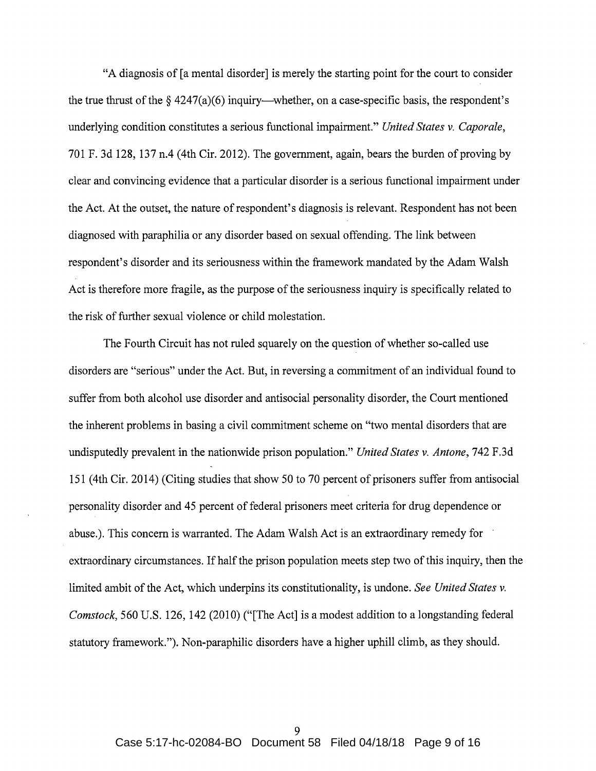"A diagnosis of [a mental disorder] is merely the starting point for the court to consider the true thrust of the § 4247(a)(6) inquiry—whether, on a case-specific basis, the respondent's underlying condition constitutes a serious functional impairment." *United States v. Caporale*, 701 F. 3d 128, 137 n.4 (4th Cir. 2012). The government, again, bears the burden of proving by clear and convincing evidence that a particular disorder is a serious functional impairment under the Act. At the outset, the nature of respondent's diagnosis is relevant. Respondent has not been diagnosed with paraphilia or any disorder based on sexual offending. The link between respondent's disorder and its seriousness within the framework mandated by the Adam Walsh Act is therefore more fragile, as the purpose of the seriousness inquiry is specifically related to the risk of further sexual violence or child molestation.

The Fourth Circuit has not ruled squarely on the question of whether so-called use disorders are "serious" under the Act. But, in reversing a commitment of an individual found to suffer from both alcohol use disorder and antisocial personality disorder, the Court mentioned the inherent problems in basing a civil commitment scheme on "two mental disorders that are undisputedly prevalent in the nationwide prison population." *United States v. Antone*, 742 F.3d 151 (4th Cir. 2014) (Citing studies that show 50 to 70 percent of prisoners suffer from antisocial personality disorder and 45 percent of federal prisoners meet criteria for drug dependence or abuse.). This concern is warranted. The Adam Walsh Act is an extraordinary remedy for extraordinary circumstances. If half the prison population meets step two of this inquiry, then the limited ambit of the Act, which underpins its constitutionality, is undone. *See United States v. Comstock*, 560 U.S. 126, 142 (2010) ("[The Act] is a modest addition to a longstanding federal statutory framework."). Non-paraphilic disorders have a higher uphill climb, as they should.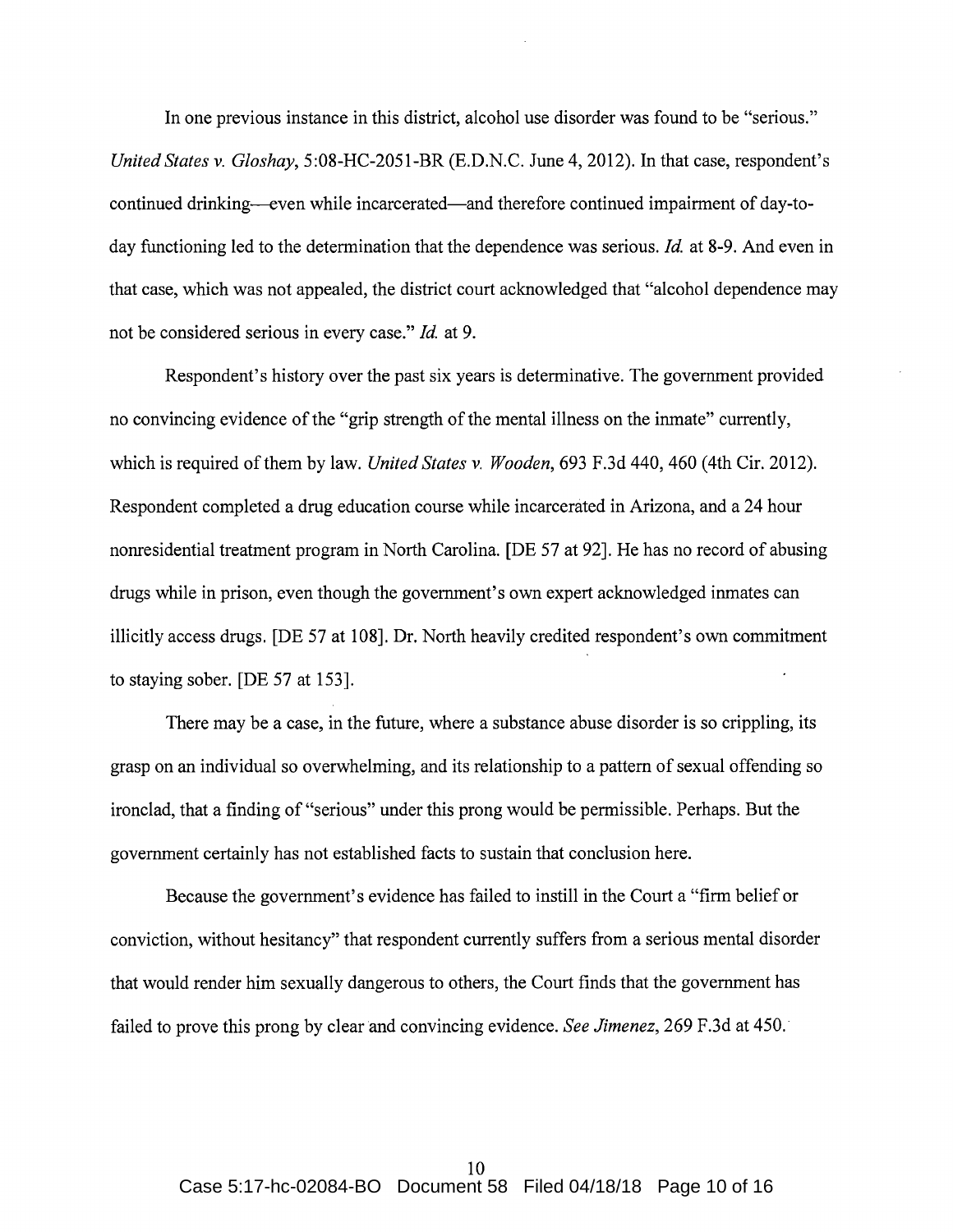In one previous instance in this district, alcohol use disorder was found to be "serious." *United States v. Gloshay*, 5:08-HC-2051-BR (E.D.N.C. June 4, 2012). In that case, respondent's continued drinking—even while incarcerated—and therefore continued impairment of day-to-day functioning led to the determination that the dependence was serious. *Id.* at 8-9. And even in that case, which was not appealed, the district court acknowledged that "alcohol dependence may not be considered serious in every case." *Id.* at 9.

Respondent's history over the past six years is determinative. The government provided no convincing evidence of the "grip strength of the mental illness on the inmate" currently, which is required of them by law. *United States v. Wooden*, 693 F.3d 440, 460 (4th Cir. 2012). Respondent completed a drug education course while incarcerated in Arizona, and a 24 hour nonresidential treatment program in North Carolina. [DE 57 at 92]. He has no record of abusing drugs while in prison, even though the government's own expert acknowledged inmates can illicitly access drugs. [DE 57 at 108]. Dr. North heavily credited respondent's own commitment to staying sober. [DE 57 at 153].

There may be a case, in the future, where a substance abuse disorder is so crippling, its grasp on an individual so overwhelming, and its relationship to a pattern of sexual offending so ironclad, that a finding of "serious" under this prong would be permissible. Perhaps. But the government certainly has not established facts to sustain that conclusion here.

Because the government's evidence has failed to instill in the Court a "firm belief or conviction, without hesitancy" that respondent currently suffers from a serious mental disorder that would render him sexually dangerous to others, the Court finds that the government has failed to prove this prong by clear and convincing evidence. *See Jimenez*, 269 F.3d at 450.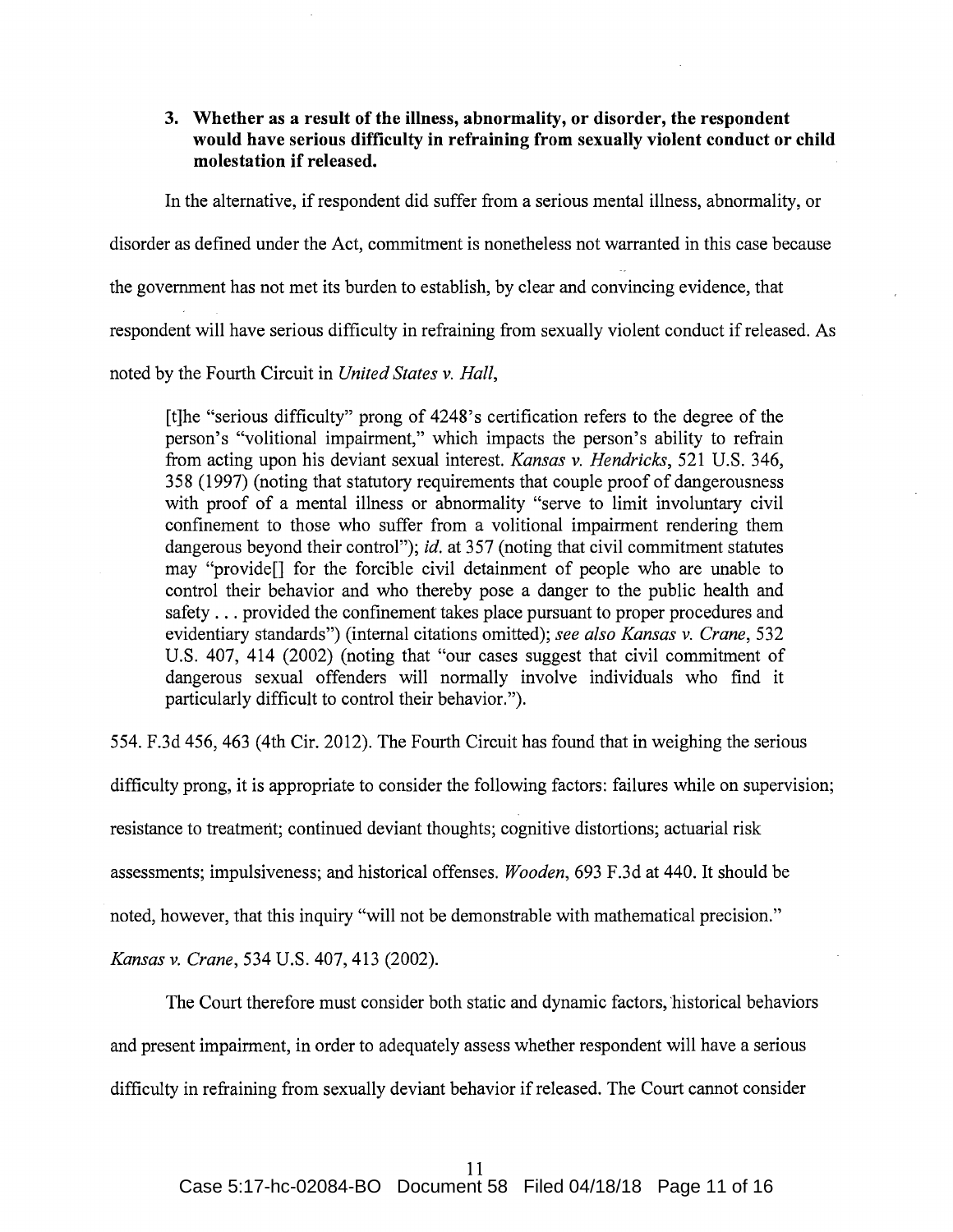**3. Whether as a result of the illness, abnormality, or disorder, the respondent would have serious difficulty in refraining from sexually violent conduct or child molestation if released.**

In the alternative, if respondent did suffer from a serious mental illness, abnormality, or disorder as defined under the Act, commitment is nonetheless not warranted in this case because the government has not met its burden to establish, by clear and convincing evidence, that respondent will have serious difficulty in refraining from sexually violent conduct if released. As noted by the Fourth Circuit in *United States v. Hall*,

> [t]he "serious difficulty" prong of 4248's certification refers to the degree of the person's "volitional impairment," which impacts the person's ability to refrain from acting upon his deviant sexual interest. *Kansas v. Hendricks*, 521 U.S. 346, 358 (1997) (noting that statutory requirements that couple proof of dangerousness with proof of a mental illness or abnormality "serve to limit involuntary civil confinement to those who suffer from a volitional impairment rendering them dangerous beyond their control"); *id.* at 357 (noting that civil commitment statutes may "provide[] for the forcible civil detainment of people who are unable to control their behavior and who thereby pose a danger to the public health and safety . . . provided the confinement takes place pursuant to proper procedures and evidentiary standards") (internal citations omitted); *see also Kansas v. Crane*, 532 U.S. 407, 414 (2002) (noting that "our cases suggest that civil commitment of dangerous sexual offenders will normally involve individuals who find it particularly difficult to control their behavior.").

554. F.3d 456, 463 (4th Cir. 2012). The Fourth Circuit has found that in weighing the serious difficulty prong, it is appropriate to consider the following factors: failures while on supervision; resistance to treatment; continued deviant thoughts; cognitive distortions; actuarial risk assessments; impulsiveness; and historical offenses. *Wooden*, 693 F.3d at 440. It should be noted, however, that this inquiry "will not be demonstrable with mathematical precision." *Kansas v. Crane*, 534 U.S. 407, 413 (2002).

The Court therefore must consider both static and dynamic factors, historical behaviors and present impairment, in order to adequately assess whether respondent will have a serious difficulty in refraining from sexually deviant behavior if released. The Court cannot consider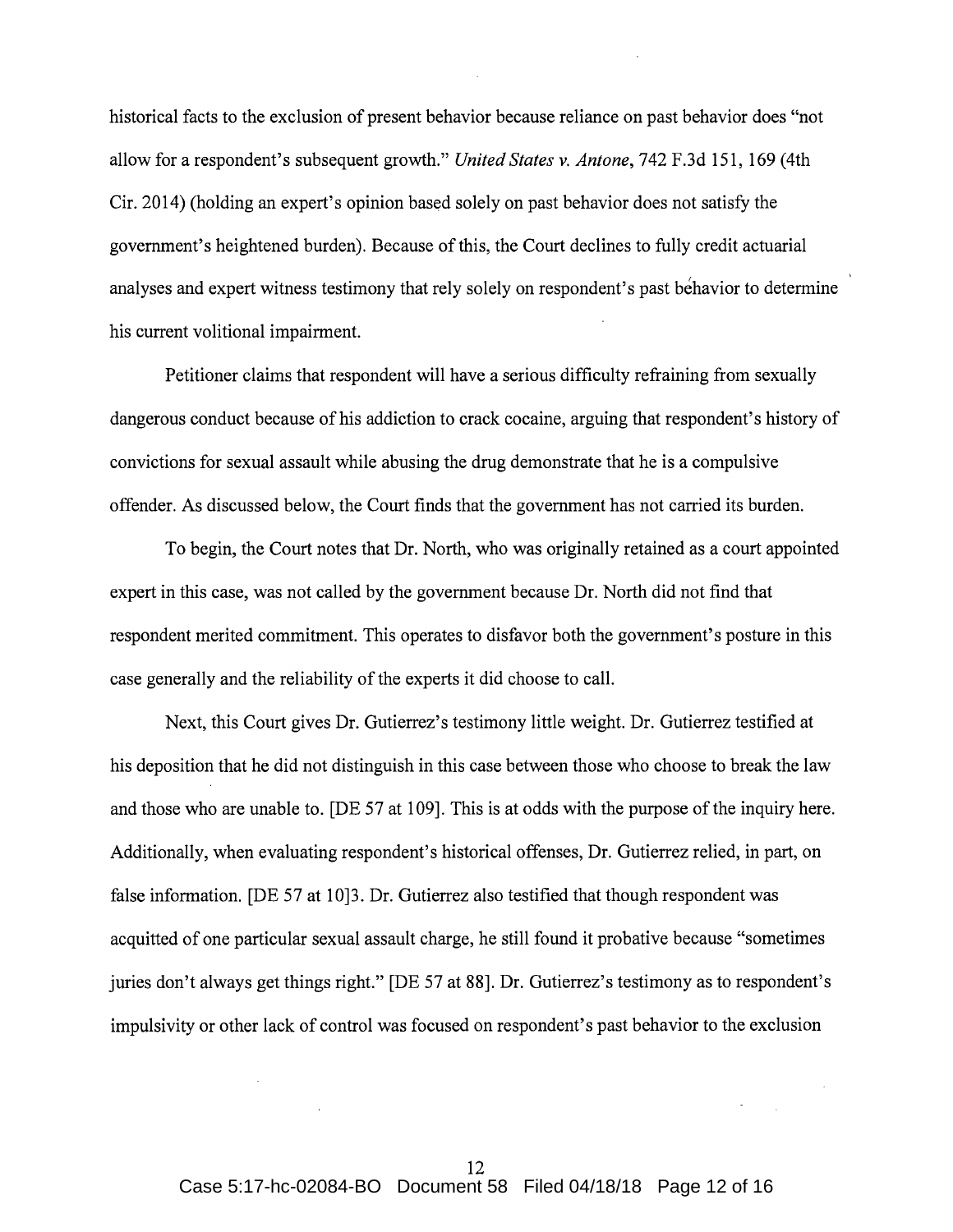historical facts to the exclusion of present behavior because reliance on past behavior does "not allow for a respondent's subsequent growth." *United States v. Antone*, 742 F.3d 151, 169 (4th Cir. 2014) (holding an expert's opinion based solely on past behavior does not satisfy the government's heightened burden). Because of this, the Court declines to fully credit actuarial analyses and expert witness testimony that rely solely on respondent's past behavior to determine his current volitional impairment.

Petitioner claims that respondent will have a serious difficulty refraining from sexually dangerous conduct because of his addiction to crack cocaine, arguing that respondent's history of convictions for sexual assault while abusing the drug demonstrate that he is a compulsive offender. As discussed below, the Court finds that the government has not carried its burden.

To begin, the Court notes that Dr. North, who was originally retained as a court appointed expert in this case, was not called by the government because Dr. North did not find that respondent merited commitment. This operates to disfavor both the government's posture in this case generally and the reliability of the experts it did choose to call.

Next, this Court gives Dr. Gutierrez's testimony little weight. Dr. Gutierrez testified at his deposition that he did not distinguish in this case between those who choose to break the law and those who are unable to. [DE 57 at 109]. This is at odds with the purpose of the inquiry here. Additionally, when evaluating respondent's historical offenses, Dr. Gutierrez relied, in part, on false information. [DE 57 at 10]3. Dr. Gutierrez also testified that though respondent was acquitted of one particular sexual assault charge, he still found it probative because "sometimes juries don't always get things right." [DE 57 at 88]. Dr. Gutierrez's testimony as to respondent's impulsivity or other lack of control was focused on respondent's past behavior to the exclusion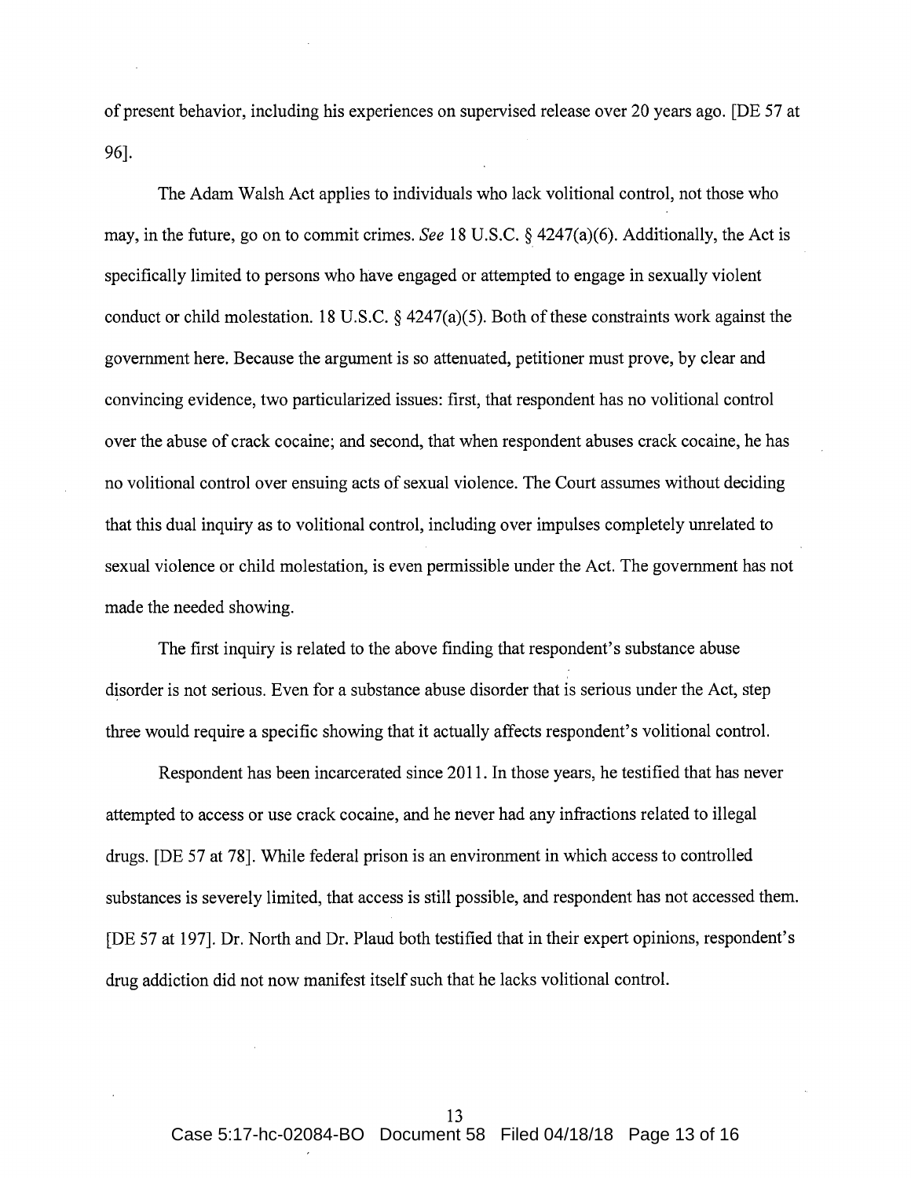of present behavior, including his experiences on supervised release over 20 years ago. [DE 57 at 96].

The Adam Walsh Act applies to individuals who lack volitional control, not those who may, in the future, go on to commit crimes. *See* 18 U.S.C. § 4247(a)(6). Additionally, the Act is specifically limited to persons who have engaged or attempted to engage in sexually violent conduct or child molestation. 18 U.S.C. § 4247(a)(5). Both of these constraints work against the government here. Because the argument is so attenuated, petitioner must prove, by clear and convincing evidence, two particularized issues: first, that respondent has no volitional control over the abuse of crack cocaine; and second, that when respondent abuses crack cocaine, he has no volitional control over ensuing acts of sexual violence. The Court assumes without deciding that this dual inquiry as to volitional control, including over impulses completely unrelated to sexual violence or child molestation, is even permissible under the Act. The government has not made the needed showing.

The first inquiry is related to the above finding that respondent's substance abuse disorder is not serious. Even for a substance abuse disorder that is serious under the Act, step three would require a specific showing that it actually affects respondent's volitional control.

Respondent has been incarcerated since 2011. In those years, he testified that has never attempted to access or use crack cocaine, and he never had any infractions related to illegal drugs. [DE 57 at 78]. While federal prison is an environment in which access to controlled substances is severely limited, that access is still possible, and respondent has not accessed them. [DE 57 at 197]. Dr. North and Dr. Plaud both testified that in their expert opinions, respondent's drug addiction did not now manifest itself such that he lacks volitional control.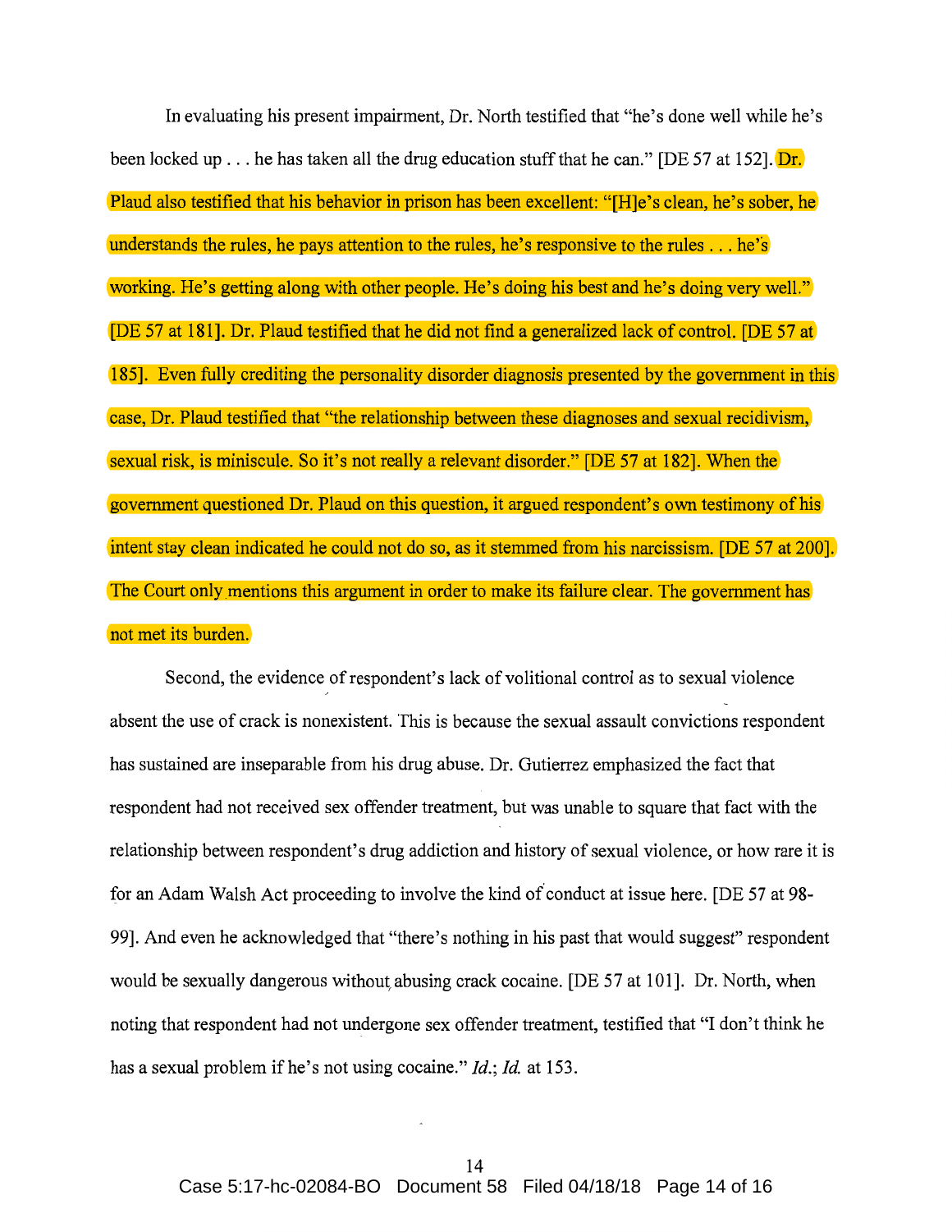In evaluating his present impairment, Dr. North testified that "he's done well while he's been locked up . . . he has taken all the drug education stuff that he can." [DE 57 at 152]. Dr. Plaud also testified that his behavior in prison has been excellent: "[H]e's clean, he's sober, he understands the rules, he pays attention to the rules, he's responsive to the rules . . . he's working. He's getting along with other people. He's doing his best and he's doing very well." [DE 57 at 181]. Dr. Plaud testified that he did not find a generalized lack of control. [DE 57 at 185]. Even fully crediting the personality disorder diagnosis presented by the government in this case, Dr. Plaud testified that "the relationship between these diagnoses and sexual recidivism, sexual risk, is miniscule. So it's not really a relevant disorder." [DE 57 at 182]. When the government questioned Dr. Plaud on this question, it argued respondent's own testimony of his intent stay clean indicated he could not do so, as it stemmed from his narcissism. [DE 57 at 200]. The Court only mentions this argument in order to make its failure clear. The government has not met its burden.

Second, the evidence of respondent's lack of volitional control as to sexual violence absent the use of crack is nonexistent. This is because the sexual assault convictions respondent has sustained are inseparable from his drug abuse. Dr. Gutierrez emphasized the fact that respondent had not received sex offender treatment, but was unable to square that fact with the relationship between respondent's drug addiction and history of sexual violence, or how rare it is for an Adam Walsh Act proceeding to involve the kind of conduct at issue here. [DE 57 at 98-99]. And even he acknowledged that "there's nothing in his past that would suggest" respondent would be sexually dangerous without abusing crack cocaine. [DE 57 at 101]. Dr. North, when noting that respondent had not undergone sex offender treatment, testified that "I don't think he has a sexual problem if he's not using cocaine." *Id.*; *Id.* at 153.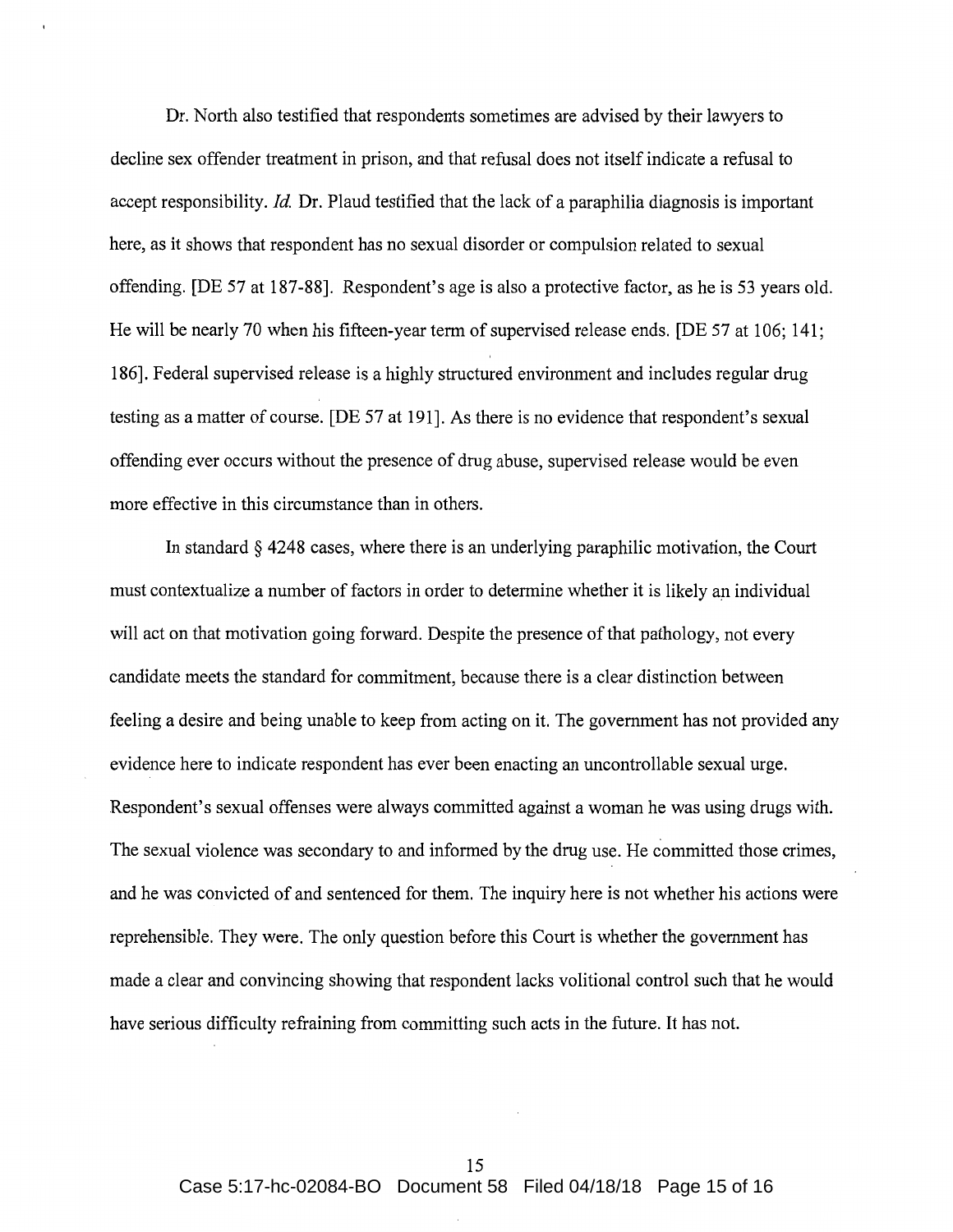Dr. North also testified that respondents sometimes are advised by their lawyers to decline sex offender treatment in prison, and that refusal does not itself indicate a refusal to accept responsibility. *Id.* Dr. Plaud testified that the lack of a paraphilia diagnosis is important here, as it shows that respondent has no sexual disorder or compulsion related to sexual offending. [DE 57 at 187-88]. Respondent's age is also a protective factor, as he is 53 years old. He will be nearly 70 when his fifteen-year term of supervised release ends. [DE 57 at 106; 141; 186]. Federal supervised release is a highly structured environment and includes regular drug testing as a matter of course. [DE 57 at 191]. As there is no evidence that respondent's sexual offending ever occurs without the presence of drug abuse, supervised release would be even more effective in this circumstance than in others.

In standard § 4248 cases, where there is an underlying paraphilic motivation, the Court must contextualize a number of factors in order to determine whether it is likely an individual will act on that motivation going forward. Despite the presence of that pathology, not every candidate meets the standard for commitment, because there is a clear distinction between feeling a desire and being unable to keep from acting on it. The government has not provided any evidence here to indicate respondent has ever been enacting an uncontrollable sexual urge. Respondent's sexual offenses were always committed against a woman he was using drugs with. The sexual violence was secondary to and informed by the drug use. He committed those crimes, and he was convicted of and sentenced for them. The inquiry here is not whether his actions were reprehensible. They were. The only question before this Court is whether the government has made a clear and convincing showing that respondent lacks volitional control such that he would have serious difficulty refraining from committing such acts in the future. It has not.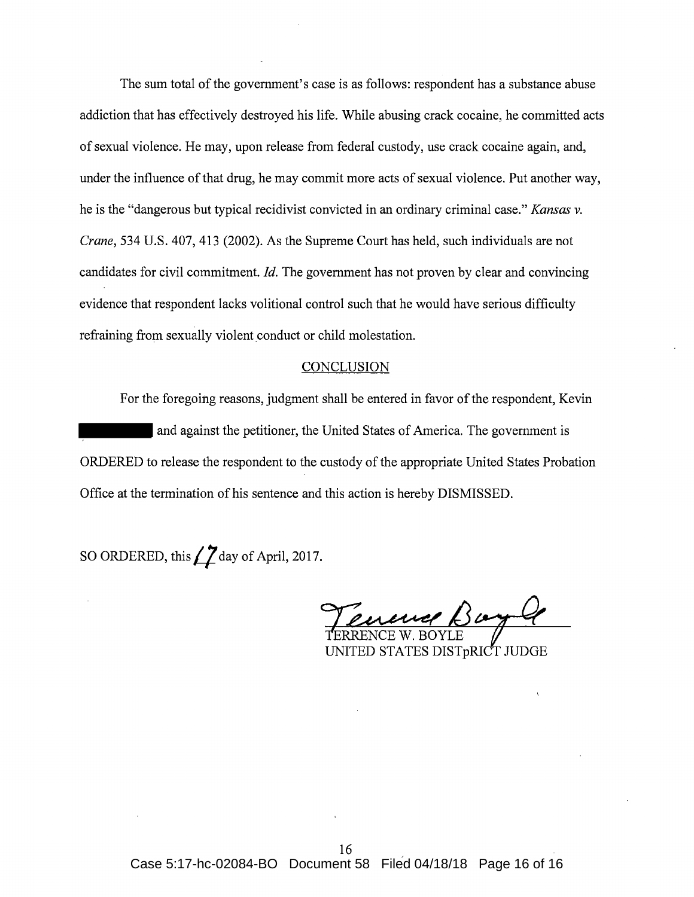The sum total of the government's case is as follows: respondent has a substance abuse addiction that has effectively destroyed his life. While abusing crack cocaine, he committed acts of sexual violence. He may, upon release from federal custody, use crack cocaine again, and, under the influence of that drug, he may commit more acts of sexual violence. Put another way, he is the "dangerous but typical recidivist convicted in an ordinary criminal case." *Kansas v. Crane*, 534 U.S. 407, 413 (2002). As the Supreme Court has held, such individuals are not candidates for civil commitment. *Id.* The government has not proven by clear and convincing evidence that respondent lacks volitional control such that he would have serious difficulty refraining from sexually violent conduct or child molestation.

## CONCLUSION

For the foregoing reasons, judgment shall be entered in favor of the respondent, Kevin ██████ and against the petitioner, the United States of America. The government is ORDERED to release the respondent to the custody of the appropriate United States Probation Office at the termination of his sentence and this action is hereby DISMISSED.

SO ORDERED, this 17 day of April, 2017.

TERRENCE W. BOYLE
UNITED STATES DISTpRICT JUDGE